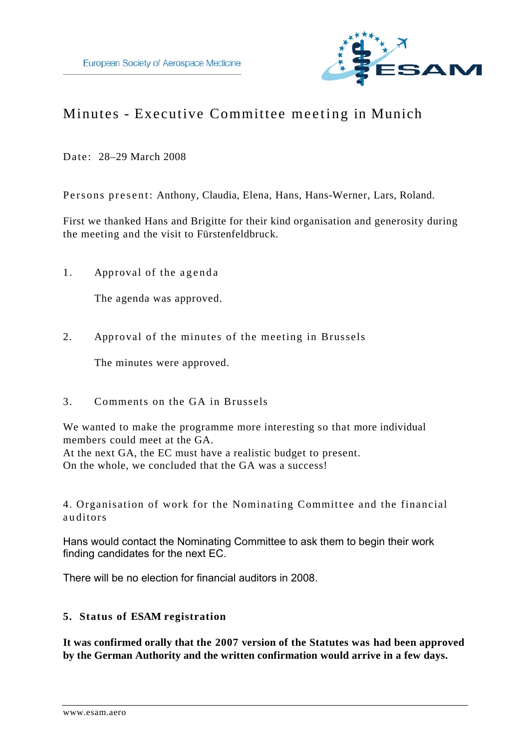European Society of Aerospace Medicine

# Minutes - Executive Committee meeting in Munich

Date: 28–29 March 2008

Persons present: Anthony, Claudia, Elena, Hans, Hans-Werner, Lars, Roland.

First we thanked Hans and Brigitte for their kind organisation and generosity during the meeting and the visit to Fürstenfeldbruck.

## 1. Approval of the agenda

The agenda was approved.

## 2. Approval of the minutes of the meeting in Brussels

The minutes were approved.

## 3. Comments on the GA in Brussels

We wanted to make the programme more interesting so that more individual members could meet at the GA.
At the next GA, the EC must have a realistic budget to present.
On the whole, we concluded that the GA was a success!

## 4. Organisation of work for the Nominating Committee and the financial auditors

Hans would contact the Nominating Committee to ask them to begin their work finding candidates for the next EC.

There will be no election for financial auditors in 2008.

## 5. Status of ESAM registration

**It was confirmed orally that the 2007 version of the Statutes was had been approved by the German Authority and the written confirmation would arrive in a few days.**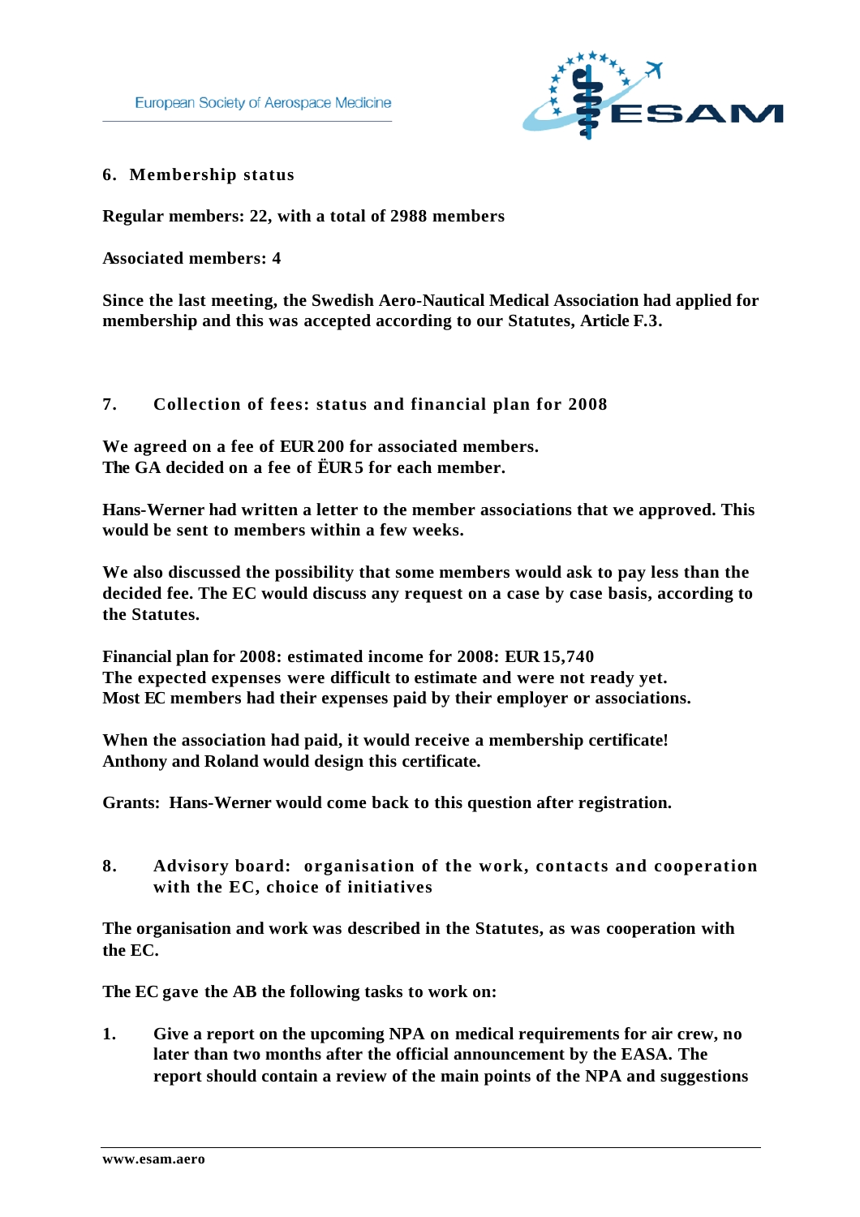## 6. Membership status

**Regular members: 22, with a total of 2988 members**

**Associated members: 4**

**Since the last meeting, the Swedish Aero-Nautical Medical Association had applied for membership and this was accepted according to our Statutes, Article F.3.**

## 7. Collection of fees: status and financial plan for 2008

**We agreed on a fee of EUR 200 for associated members.**
**The GA decided on a fee of ËUR 5 for each member.**

**Hans-Werner had written a letter to the member associations that we approved. This would be sent to members within a few weeks.**

**We also discussed the possibility that some members would ask to pay less than the decided fee. The EC would discuss any request on a case by case basis, according to the Statutes.**

**Financial plan for 2008: estimated income for 2008: EUR 15,740**
**The expected expenses were difficult to estimate and were not ready yet.**
**Most EC members had their expenses paid by their employer or associations.**

**When the association had paid, it would receive a membership certificate!**
**Anthony and Roland would design this certificate.**

**Grants: Hans-Werner would come back to this question after registration.**

## 8. Advisory board: organisation of the work, contacts and cooperation with the EC, choice of initiatives

**The organisation and work was described in the Statutes, as was cooperation with the EC.**

**The EC gave the AB the following tasks to work on:**

1. **Give a report on the upcoming NPA on medical requirements for air crew, no later than two months after the official announcement by the EASA. The report should contain a review of the main points of the NPA and suggestions**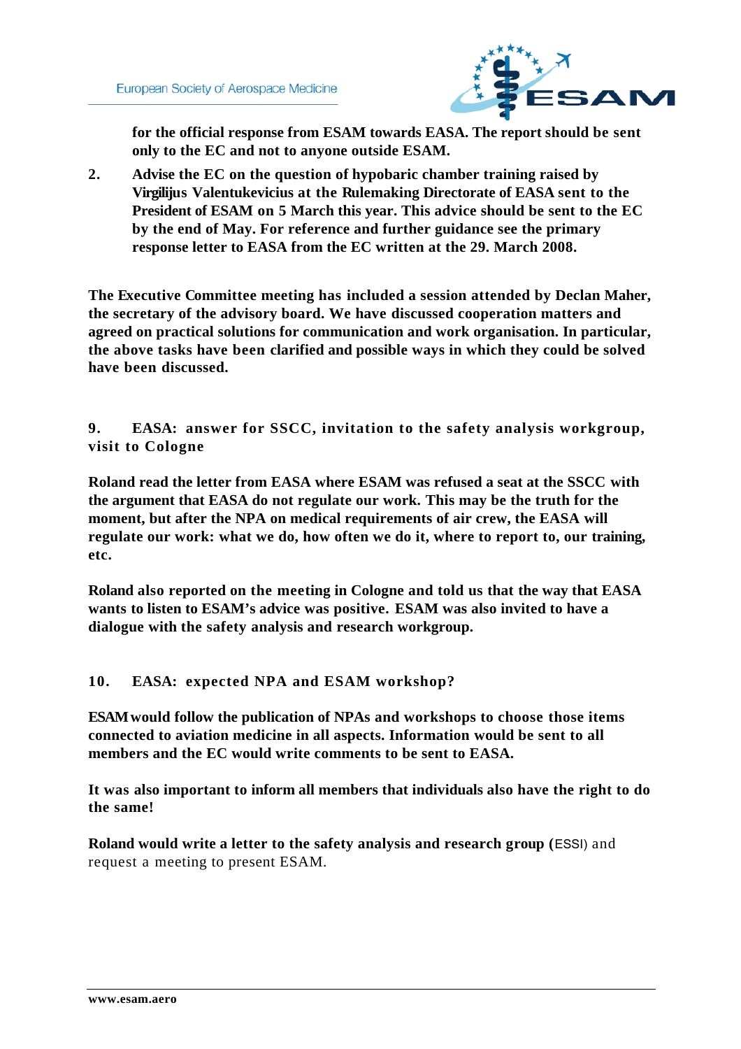**for the official response from ESAM towards EASA. The report should be sent only to the EC and not to anyone outside ESAM.**

2. **Advise the EC on the question of hypobaric chamber training raised by Virgilijus Valentukevicius at the Rulemaking Directorate of EASA sent to the President of ESAM on 5 March this year. This advice should be sent to the EC by the end of May. For reference and further guidance see the primary response letter to EASA from the EC written at the 29. March 2008.**

**The Executive Committee meeting has included a session attended by Declan Maher, the secretary of the advisory board. We have discussed cooperation matters and agreed on practical solutions for communication and work organisation. In particular, the above tasks have been clarified and possible ways in which they could be solved have been discussed.**

## 9. EASA: answer for SSCC, invitation to the safety analysis workgroup, visit to Cologne

**Roland read the letter from EASA where ESAM was refused a seat at the SSCC with the argument that EASA do not regulate our work. This may be the truth for the moment, but after the NPA on medical requirements of air crew, the EASA will regulate our work: what we do, how often we do it, where to report to, our training, etc.**

**Roland also reported on the meeting in Cologne and told us that the way that EASA wants to listen to ESAM's advice was positive. ESAM was also invited to have a dialogue with the safety analysis and research workgroup.**

## 10. EASA: expected NPA and ESAM workshop?

**ESAM would follow the publication of NPAs and workshops to choose those items connected to aviation medicine in all aspects. Information would be sent to all members and the EC would write comments to be sent to EASA.**

**It was also important to inform all members that individuals also have the right to do the same!**

**Roland would write a letter to the safety analysis and research group (**ESSI) and request a meeting to present ESAM.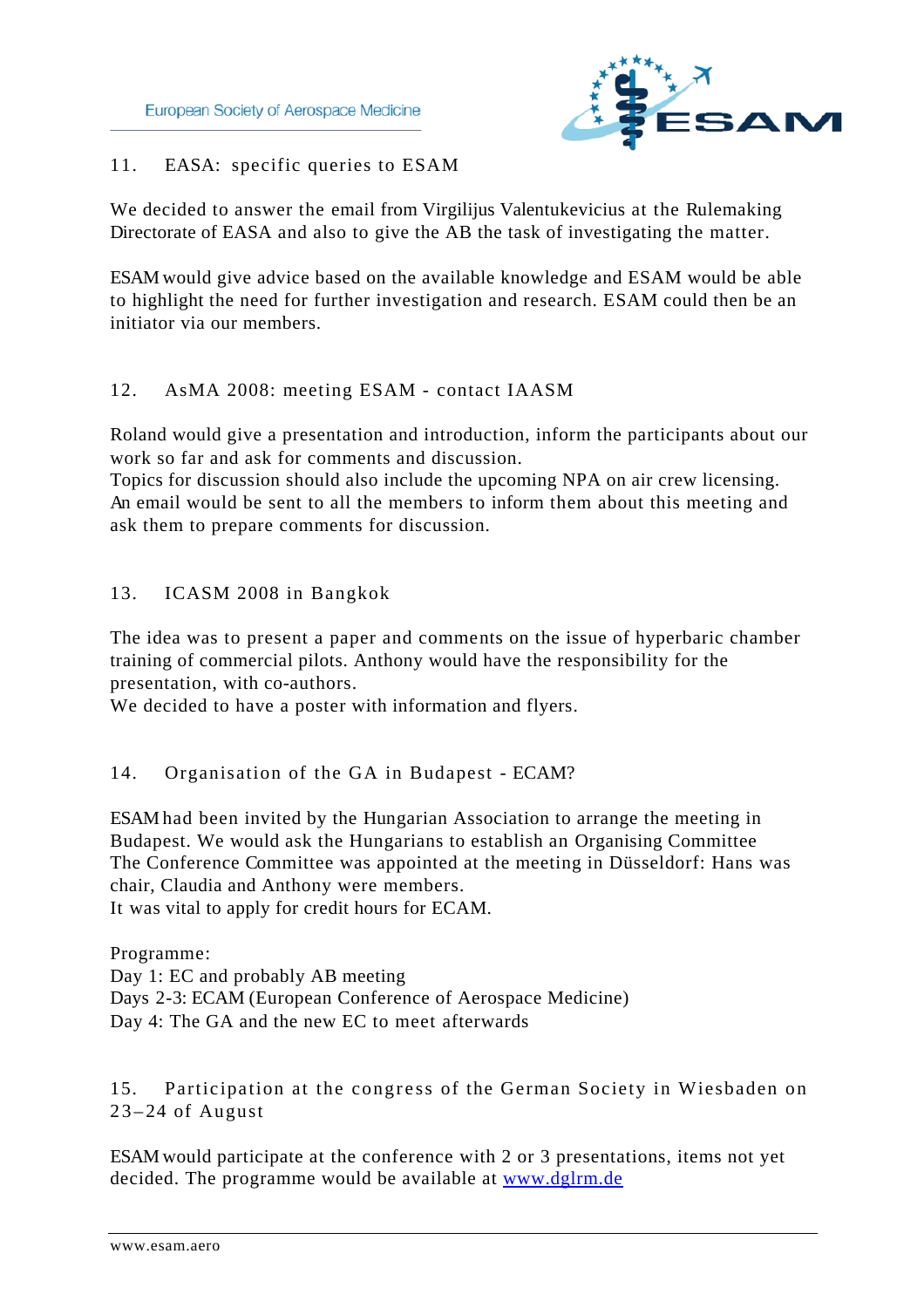## 11. EASA: specific queries to ESAM

We decided to answer the email from Virgilijus Valentukevicius at the Rulemaking Directorate of EASA and also to give the AB the task of investigating the matter.

ESAM would give advice based on the available knowledge and ESAM would be able to highlight the need for further investigation and research. ESAM could then be an initiator via our members.

## 12. AsMA 2008: meeting ESAM - contact IAASM

Roland would give a presentation and introduction, inform the participants about our work so far and ask for comments and discussion.
Topics for discussion should also include the upcoming NPA on air crew licensing.
An email would be sent to all the members to inform them about this meeting and ask them to prepare comments for discussion.

## 13. ICASM 2008 in Bangkok

The idea was to present a paper and comments on the issue of hyperbaric chamber training of commercial pilots. Anthony would have the responsibility for the presentation, with co-authors.
We decided to have a poster with information and flyers.

## 14. Organisation of the GA in Budapest - ECAM?

ESAM had been invited by the Hungarian Association to arrange the meeting in Budapest. We would ask the Hungarians to establish an Organising Committee
The Conference Committee was appointed at the meeting in Düsseldorf: Hans was chair, Claudia and Anthony were members.
It was vital to apply for credit hours for ECAM.

Programme:
Day 1: EC and probably AB meeting
Days 2-3: ECAM (European Conference of Aerospace Medicine)
Day 4: The GA and the new EC to meet afterwards

## 15. Participation at the congress of the German Society in Wiesbaden on 23–24 of August

ESAM would participate at the conference with 2 or 3 presentations, items not yet decided. The programme would be available at [www.dglrm.de](www.dglrm.de)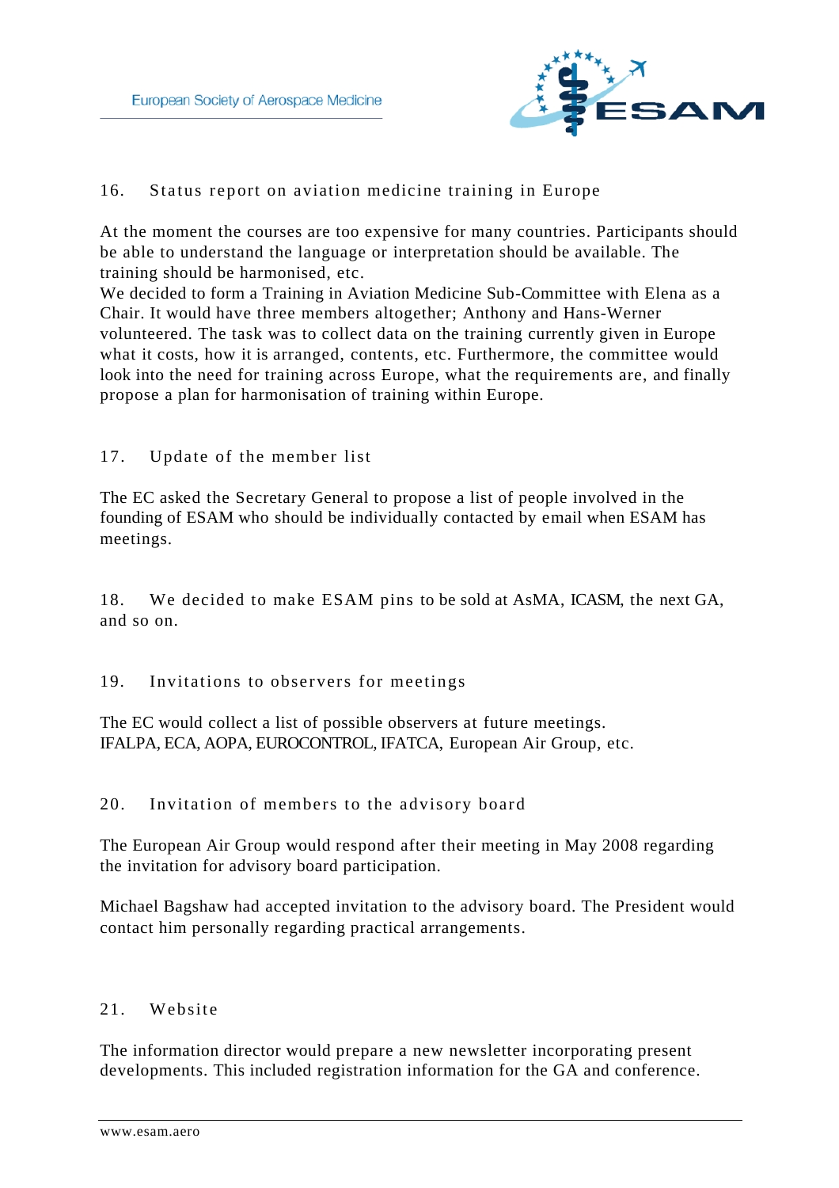## 16. Status report on aviation medicine training in Europe

At the moment the courses are too expensive for many countries. Participants should be able to understand the language or interpretation should be available. The training should be harmonised, etc.
We decided to form a Training in Aviation Medicine Sub-Committee with Elena as a Chair. It would have three members altogether; Anthony and Hans-Werner volunteered. The task was to collect data on the training currently given in Europe what it costs, how it is arranged, contents, etc. Furthermore, the committee would look into the need for training across Europe, what the requirements are, and finally propose a plan for harmonisation of training within Europe.

## 17. Update of the member list

The EC asked the Secretary General to propose a list of people involved in the founding of ESAM who should be individually contacted by email when ESAM has meetings.

## 18. We decided to make ESAM pins to be sold at AsMA, ICASM, the next GA, and so on.

## 19. Invitations to observers for meetings

The EC would collect a list of possible observers at future meetings.
IFALPA, ECA, AOPA, EUROCONTROL, IFATCA, European Air Group, etc.

## 20. Invitation of members to the advisory board

The European Air Group would respond after their meeting in May 2008 regarding the invitation for advisory board participation.

Michael Bagshaw had accepted invitation to the advisory board. The President would contact him personally regarding practical arrangements.

## 21. Website

The information director would prepare a new newsletter incorporating present developments. This included registration information for the GA and conference.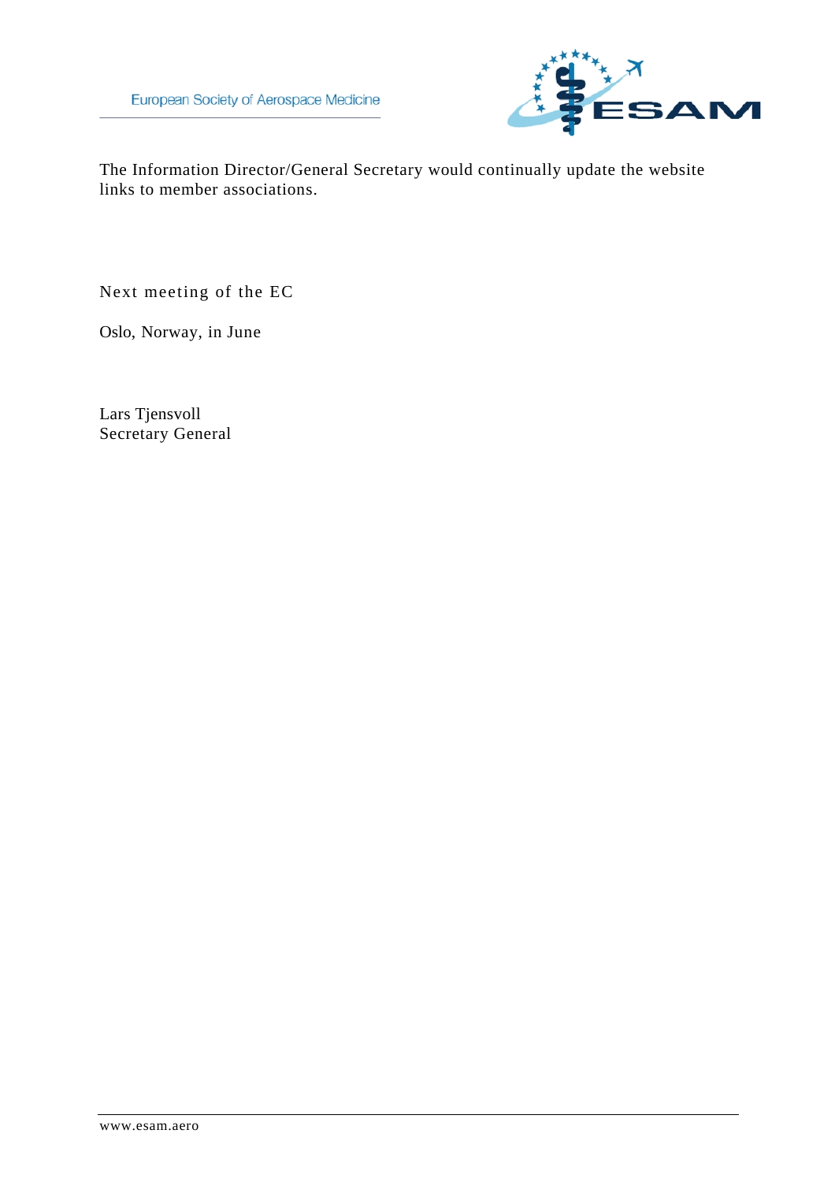The Information Director/General Secretary would continually update the website links to member associations.

Next meeting of the EC

Oslo, Norway, in June

Lars Tjensvoll
Secretary General